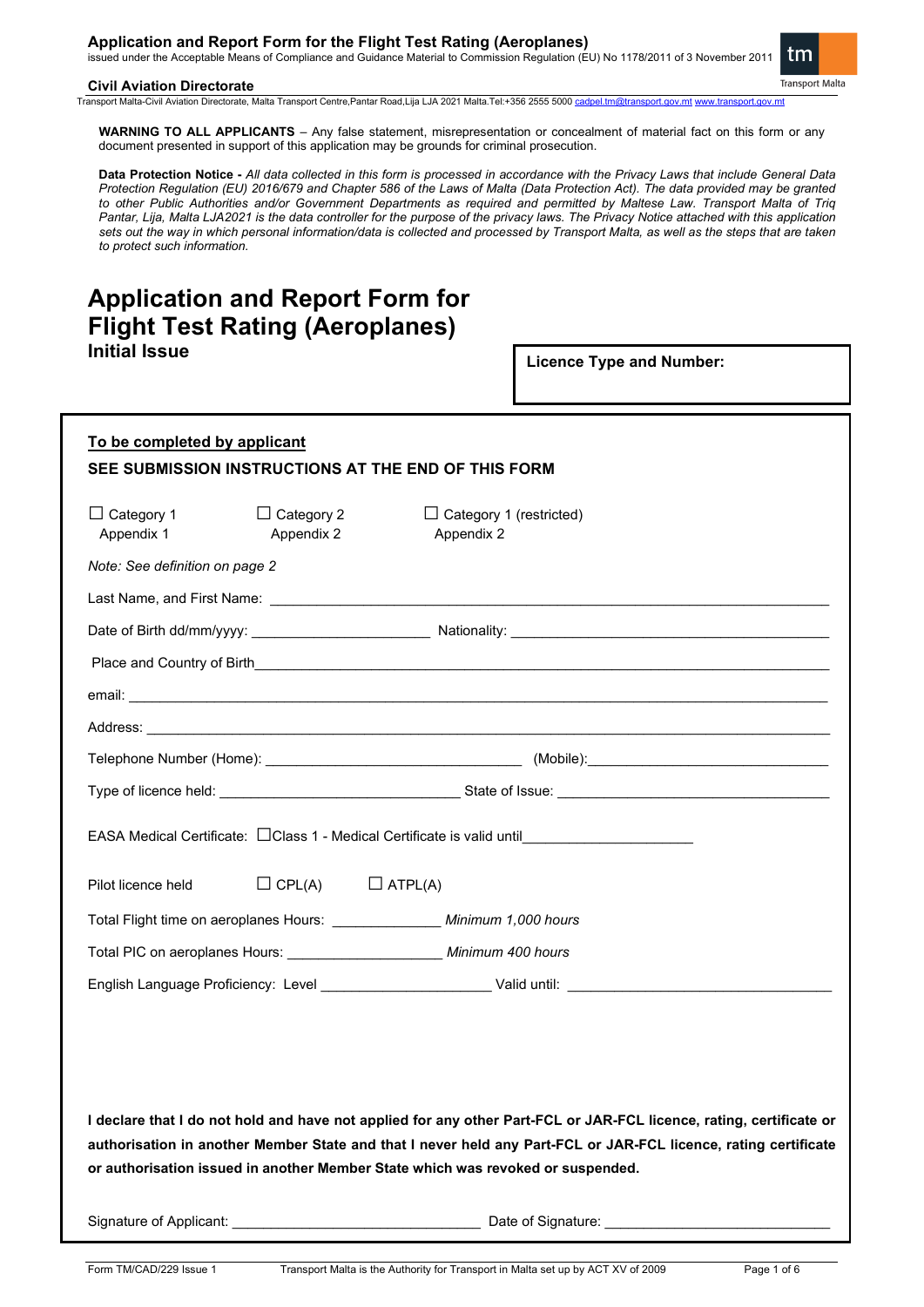**Application and Report Form for the Flight Test Rating (Aeroplanes)**
issued under the Acceptable Means of Compliance and Guidance Material to Commission Regulation (EU) No 1178/2011 of 3 November 2011

**Civil Aviation Directorate**
Transport Malta-Civil Aviation Directorate, Malta Transport Centre,Pantar Road,Lija LJA 2021 Malta.Tel:+356 2555 5000 cadpel.tm@transport.gov.mt www.transport.gov.mt

**WARNING TO ALL APPLICANTS** – Any false statement, misrepresentation or concealment of material fact on this form or any document presented in support of this application may be grounds for criminal prosecution.

**Data Protection Notice -** *All data collected in this form is processed in accordance with the Privacy Laws that include General Data Protection Regulation (EU) 2016/679 and Chapter 586 of the Laws of Malta (Data Protection Act). The data provided may be granted to other Public Authorities and/or Government Departments as required and permitted by Maltese Law. Transport Malta of Triq Pantar, Lija, Malta LJA2021 is the data controller for the purpose of the privacy laws. The Privacy Notice attached with this application sets out the way in which personal information/data is collected and processed by Transport Malta, as well as the steps that are taken to protect such information.*

# Application and Report Form for Flight Test Rating (Aeroplanes)

## Initial Issue

**Licence Type and Number:**

**To be completed by applicant**

**SEE SUBMISSION INSTRUCTIONS AT THE END OF THIS FORM**

☐ Category 1 Appendix 1 ☐ Category 2 Appendix 2 ☐ Category 1 (restricted) Appendix 2

*Note: See definition on page 2*

Last Name, and First Name: ______________________________

Date of Birth dd/mm/yyyy: ____________________ Nationality: ____________________

Place and Country of Birth______________________________

email: ______________________________

Address: ______________________________

Telephone Number (Home): ____________________ (Mobile):____________________

Type of licence held: ____________________ State of Issue: ____________________

EASA Medical Certificate: ☐Class 1 - Medical Certificate is valid until____________________

Pilot licence held ☐ CPL(A) ☐ ATPL(A)

Total Flight time on aeroplanes Hours: ____________ *Minimum 1,000 hours*

Total PIC on aeroplanes Hours: ____________ *Minimum 400 hours*

English Language Proficiency: Level ____________________ Valid until: ____________________

**I declare that I do not hold and have not applied for any other Part-FCL or JAR-FCL licence, rating, certificate or authorisation in another Member State and that I never held any Part-FCL or JAR-FCL licence, rating certificate or authorisation issued in another Member State which was revoked or suspended.**

Signature of Applicant: ____________________ Date of Signature: ____________________

Form TM/CAD/229 Issue 1 Transport Malta is the Authority for Transport in Malta set up by ACT XV of 2009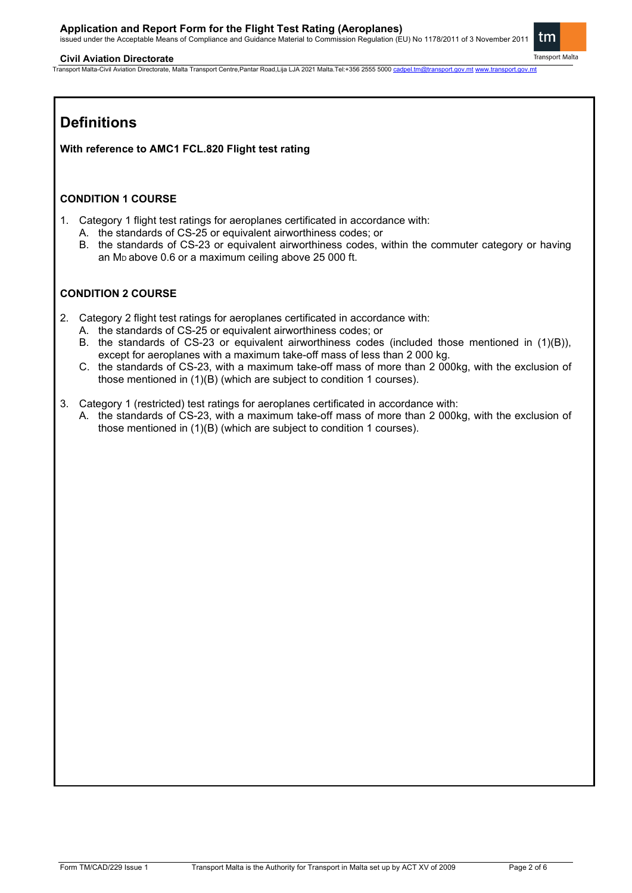# Definitions

**With reference to AMC1 FCL.820 Flight test rating**

### CONDITION 1 COURSE

1. Category 1 flight test ratings for aeroplanes certificated in accordance with:
   A. the standards of CS-25 or equivalent airworthiness codes; or
   B. the standards of CS-23 or equivalent airworthiness codes, within the commuter category or having an $M_D$ above 0.6 or a maximum ceiling above 25 000 ft.

### CONDITION 2 COURSE

2. Category 2 flight test ratings for aeroplanes certificated in accordance with:
   A. the standards of CS-25 or equivalent airworthiness codes; or
   B. the standards of CS-23 or equivalent airworthiness codes (included those mentioned in (1)(B)), except for aeroplanes with a maximum take-off mass of less than 2 000 kg.
   C. the standards of CS-23, with a maximum take-off mass of more than 2 000kg, with the exclusion of those mentioned in (1)(B) (which are subject to condition 1 courses).

3. Category 1 (restricted) test ratings for aeroplanes certificated in accordance with:
   A. the standards of CS-23, with a maximum take-off mass of more than 2 000kg, with the exclusion of those mentioned in (1)(B) (which are subject to condition 1 courses).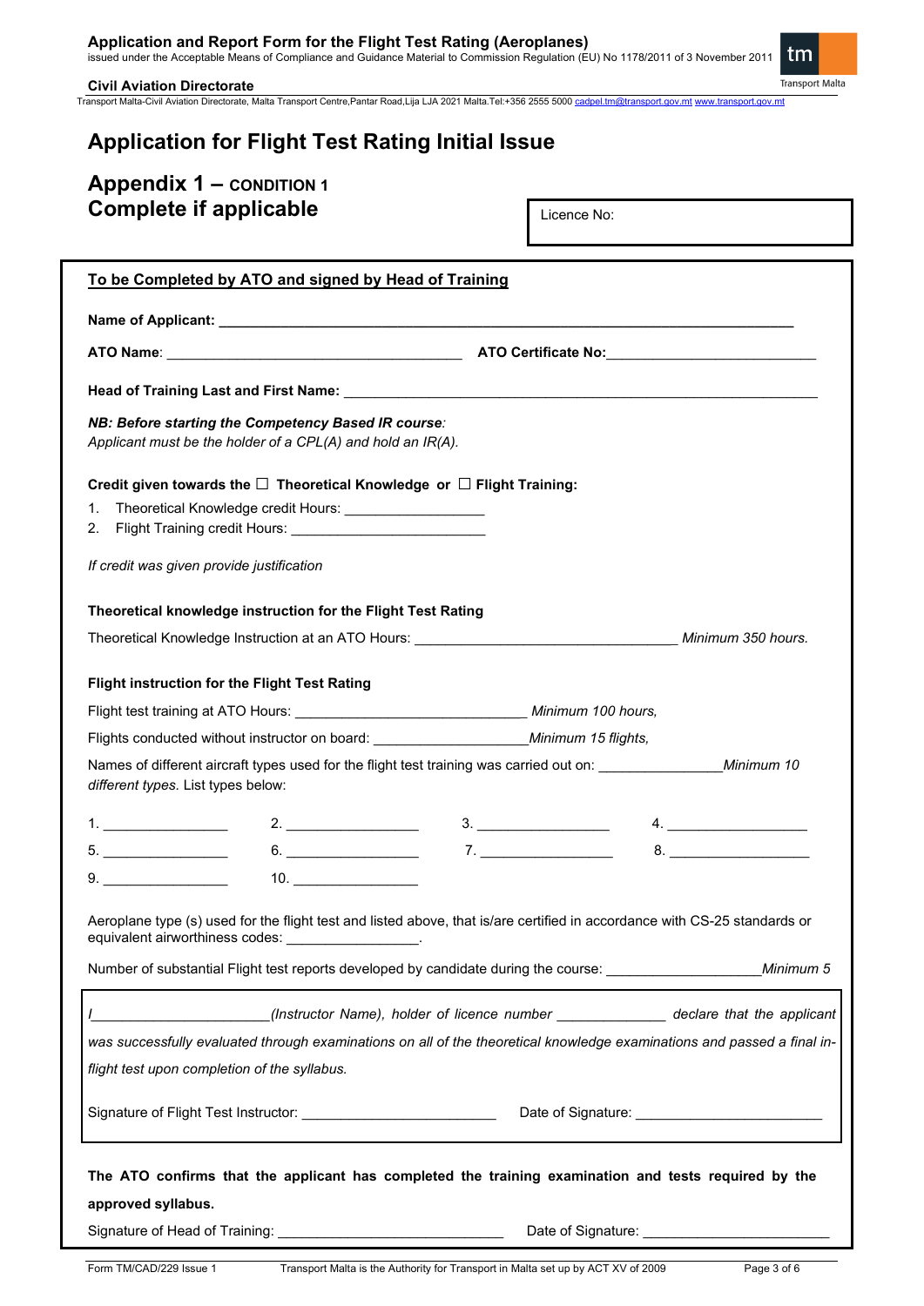# Application for Flight Test Rating Initial Issue

## Appendix 1 – CONDITION 1
## Complete if applicable

Licence No:

**To be Completed by ATO and signed by Head of Training**

**Name of Applicant:** ___________________________________________

**ATO Name**: ______________________ **ATO Certificate No:**______________________

**Head of Training Last and First Name:** ___________________________________________

***NB: Before starting the Competency Based IR course**:*
*Applicant must be the holder of a CPL(A) and hold an IR(A).*

**Credit given towards the ☐ Theoretical Knowledge or ☐ Flight Training:**

1. Theoretical Knowledge credit Hours: __________________
2. Flight Training credit Hours: __________________

*If credit was given provide justification*

**Theoretical knowledge instruction for the Flight Test Rating**

Theoretical Knowledge Instruction at an ATO Hours: ______________________ *Minimum 350 hours.*

**Flight instruction for the Flight Test Rating**

Flight test training at ATO Hours: ______________________ *Minimum 100 hours,*

Flights conducted without instructor on board: ______________________*Minimum 15 flights,*

Names of different aircraft types used for the flight test training was carried out on: ________________*Minimum 10 different types.* List types below:

1. ________________ 2. ________________ 3. ________________ 4. ________________

5. ________________ 6. ________________ 7. ________________ 8. ________________

9. ________________ 10. ________________

Aeroplane type (s) used for the flight test and listed above, that is/are certified in accordance with CS-25 standards or equivalent airworthiness codes: ________________.

Number of substantial Flight test reports developed by candidate during the course: ____________________*Minimum 5*

*I______________________(Instructor Name), holder of licence number ______________ declare that the applicant was successfully evaluated through examinations on all of the theoretical knowledge examinations and passed a final in-flight test upon completion of the syllabus.*

Signature of Flight Test Instructor: ________________________ Date of Signature: ________________________

**The ATO confirms that the applicant has completed the training examination and tests required by the approved syllabus.**

Signature of Head of Training: ____________________________ Date of Signature: ________________________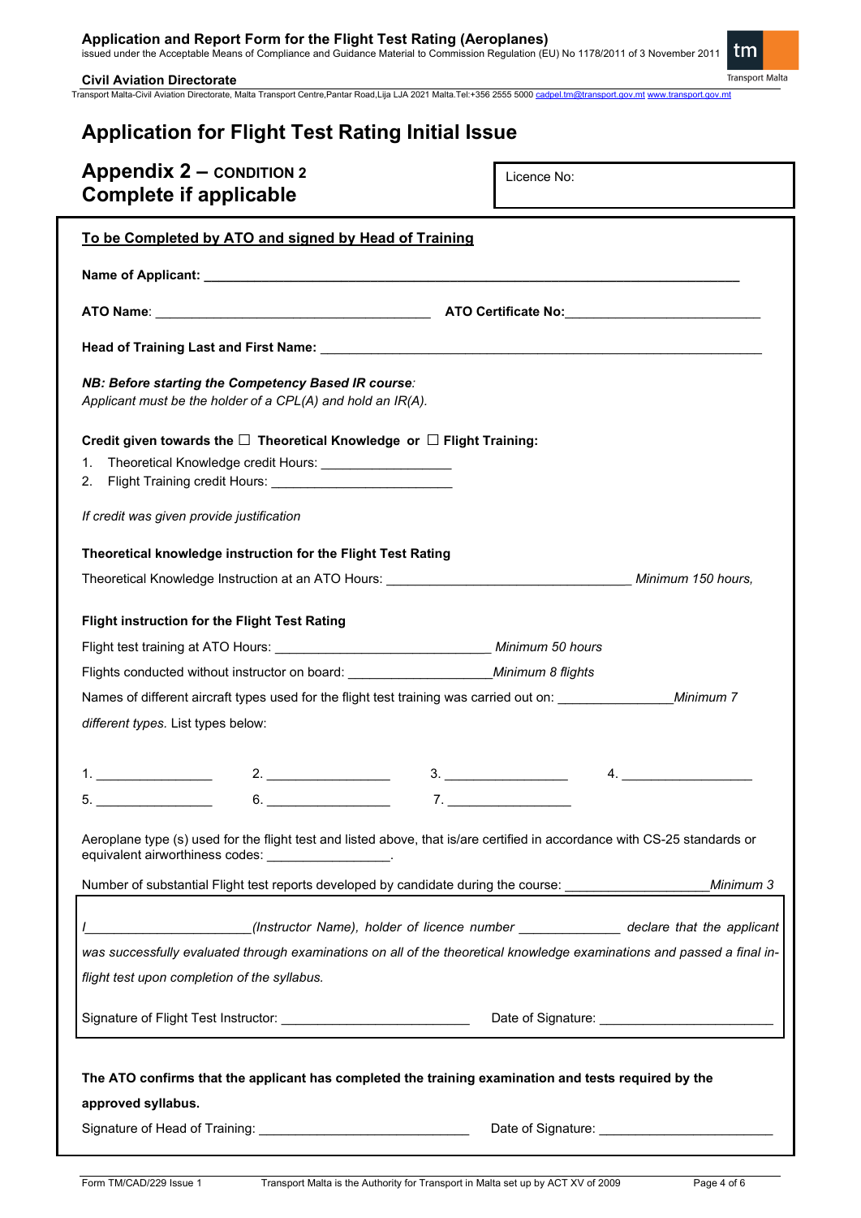# Application for Flight Test Rating Initial Issue

## Appendix 2 – CONDITION 2 Complete if applicable

Licence No:

**To be Completed by ATO and signed by Head of Training**

**Name of Applicant:** ____________________________________________

**ATO Name**: ______________________ **ATO Certificate No:**______________________

**Head of Training Last and First Name:** ____________________________________________

***NB: Before starting the Competency Based IR course**:*
*Applicant must be the holder of a CPL(A) and hold an IR(A).*

**Credit given towards the ☐ Theoretical Knowledge or ☐ Flight Training:**

1. Theoretical Knowledge credit Hours: _________________
2. Flight Training credit Hours: _________________

*If credit was given provide justification*

**Theoretical knowledge instruction for the Flight Test Rating**

Theoretical Knowledge Instruction at an ATO Hours: ______________________ *Minimum 150 hours,*

**Flight instruction for the Flight Test Rating**

Flight test training at ATO Hours: ______________________ *Minimum 50 hours*

Flights conducted without instructor on board: ______________________ *Minimum 8 flights*

Names of different aircraft types used for the flight test training was carried out on: _______________ *Minimum 7 different types.* List types below:

1. _______________ 2. _______________ 3. _______________ 4. _______________
5. _______________ 6. _______________ 7. _______________

Aeroplane type (s) used for the flight test and listed above, that is/are certified in accordance with CS-25 standards or equivalent airworthiness codes: ________________.

Number of substantial Flight test reports developed by candidate during the course: ___________________ *Minimum 3*

*I______________________(Instructor Name), holder of licence number _____________ declare that the applicant was successfully evaluated through examinations on all of the theoretical knowledge examinations and passed a final in-flight test upon completion of the syllabus.*

Signature of Flight Test Instructor: ______________________ Date of Signature: ______________________

**The ATO confirms that the applicant has completed the training examination and tests required by the approved syllabus.**

Signature of Head of Training: ______________________ Date of Signature: ______________________

Form TM/CAD/229 Issue 1 Transport Malta is the Authority for Transport in Malta set up by ACT XV of 2009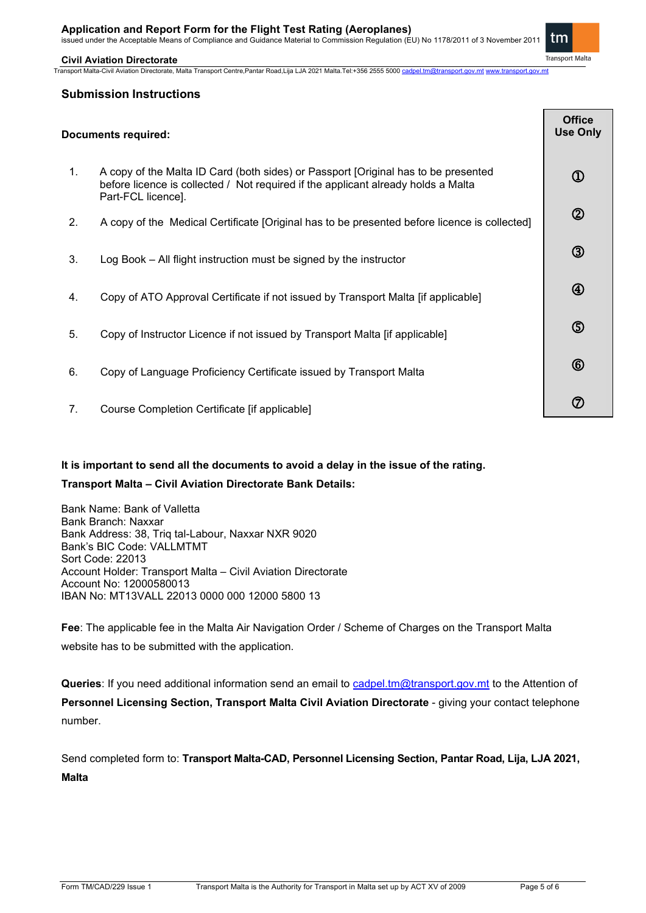## Submission Instructions

| Documents required: | Office Use Only |
|---|---|
| 1. A copy of the Malta ID Card (both sides) or Passport [Original has to be presented before licence is collected / Not required if the applicant already holds a Malta Part-FCL licence]. | ① |
| 2. A copy of the Medical Certificate [Original has to be presented before licence is collected] | ② |
| 3. Log Book – All flight instruction must be signed by the instructor | ③ |
| 4. Copy of ATO Approval Certificate if not issued by Transport Malta [if applicable] | ④ |
| 5. Copy of Instructor Licence if not issued by Transport Malta [if applicable] | ⑤ |
| 6. Copy of Language Proficiency Certificate issued by Transport Malta | ⑥ |
| 7. Course Completion Certificate [if applicable] | ⑦ |

**It is important to send all the documents to avoid a delay in the issue of the rating.**

**Transport Malta – Civil Aviation Directorate Bank Details:**

Bank Name: Bank of Valletta
Bank Branch: Naxxar
Bank Address: 38, Triq tal-Labour, Naxxar NXR 9020
Bank's BIC Code: VALLMTMT
Sort Code: 22013
Account Holder: Transport Malta – Civil Aviation Directorate
Account No: 12000580013
IBAN No: MT13VALL 22013 0000 000 12000 5800 13

**Fee**: The applicable fee in the Malta Air Navigation Order / Scheme of Charges on the Transport Malta website has to be submitted with the application.

**Queries**: If you need additional information send an email to cadpel.tm@transport.gov.mt to the Attention of **Personnel Licensing Section, Transport Malta Civil Aviation Directorate** - giving your contact telephone number.

Send completed form to: **Transport Malta-CAD, Personnel Licensing Section, Pantar Road, Lija, LJA 2021, Malta**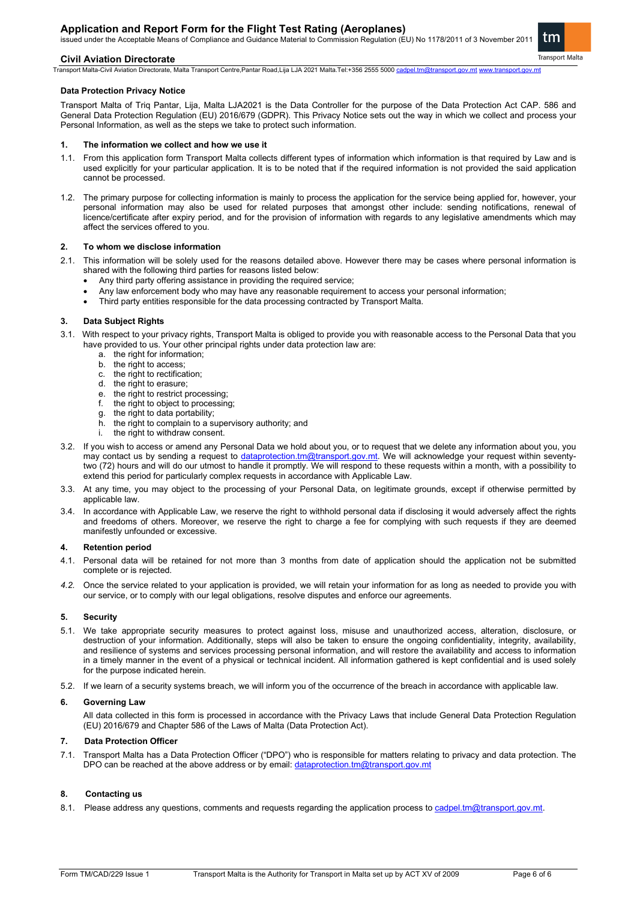## Data Protection Privacy Notice

Transport Malta of Triq Pantar, Lija, Malta LJA2021 is the Data Controller for the purpose of the Data Protection Act CAP. 586 and General Data Protection Regulation (EU) 2016/679 (GDPR). This Privacy Notice sets out the way in which we collect and process your Personal Information, as well as the steps we take to protect such information.

### 1. The information we collect and how we use it

1.1. From this application form Transport Malta collects different types of information which information is that required by Law and is used explicitly for your particular application. It is to be noted that if the required information is not provided the said application cannot be processed.

1.2. The primary purpose for collecting information is mainly to process the application for the service being applied for, however, your personal information may also be used for related purposes that amongst other include: sending notifications, renewal of licence/certificate after expiry period, and for the provision of information with regards to any legislative amendments which may affect the services offered to you.

### 2. To whom we disclose information

2.1. This information will be solely used for the reasons detailed above. However there may be cases where personal information is shared with the following third parties for reasons listed below:

- Any third party offering assistance in providing the required service;
- Any law enforcement body who may have any reasonable requirement to access your personal information;
- Third party entities responsible for the data processing contracted by Transport Malta.

### 3. Data Subject Rights

3.1. With respect to your privacy rights, Transport Malta is obliged to provide you with reasonable access to the Personal Data that you have provided to us. Your other principal rights under data protection law are:

a. the right for information;
b. the right to access;
c. the right to rectification;
d. the right to erasure;
e. the right to restrict processing;
f. the right to object to processing;
g. the right to data portability;
h. the right to complain to a supervisory authority; and
i. the right to withdraw consent.

3.2. If you wish to access or amend any Personal Data we hold about you, or to request that we delete any information about you, you may contact us by sending a request to dataprotection.tm@transport.gov.mt. We will acknowledge your request within seventy-two (72) hours and will do our utmost to handle it promptly. We will respond to these requests within a month, with a possibility to extend this period for particularly complex requests in accordance with Applicable Law.

3.3. At any time, you may object to the processing of your Personal Data, on legitimate grounds, except if otherwise permitted by applicable law.

3.4. In accordance with Applicable Law, we reserve the right to withhold personal data if disclosing it would adversely affect the rights and freedoms of others. Moreover, we reserve the right to charge a fee for complying with such requests if they are deemed manifestly unfounded or excessive.

### 4. Retention period

4.1. Personal data will be retained for not more than 3 months from date of application should the application not be submitted complete or is rejected.

*4.2.* Once the service related to your application is provided, we will retain your information for as long as needed to provide you with our service, or to comply with our legal obligations, resolve disputes and enforce our agreements.

### 5. Security

5.1. We take appropriate security measures to protect against loss, misuse and unauthorized access, alteration, disclosure, or destruction of your information. Additionally, steps will also be taken to ensure the ongoing confidentiality, integrity, availability, and resilience of systems and services processing personal information, and will restore the availability and access to information in a timely manner in the event of a physical or technical incident. All information gathered is kept confidential and is used solely for the purpose indicated herein.

5.2. If we learn of a security systems breach, we will inform you of the occurrence of the breach in accordance with applicable law.

### 6. Governing Law

All data collected in this form is processed in accordance with the Privacy Laws that include General Data Protection Regulation (EU) 2016/679 and Chapter 586 of the Laws of Malta (Data Protection Act).

### 7. Data Protection Officer

7.1. Transport Malta has a Data Protection Officer ("DPO") who is responsible for matters relating to privacy and data protection. The DPO can be reached at the above address or by email: dataprotection.tm@transport.gov.mt

### 8. Contacting us

8.1. Please address any questions, comments and requests regarding the application process to cadpel.tm@transport.gov.mt.